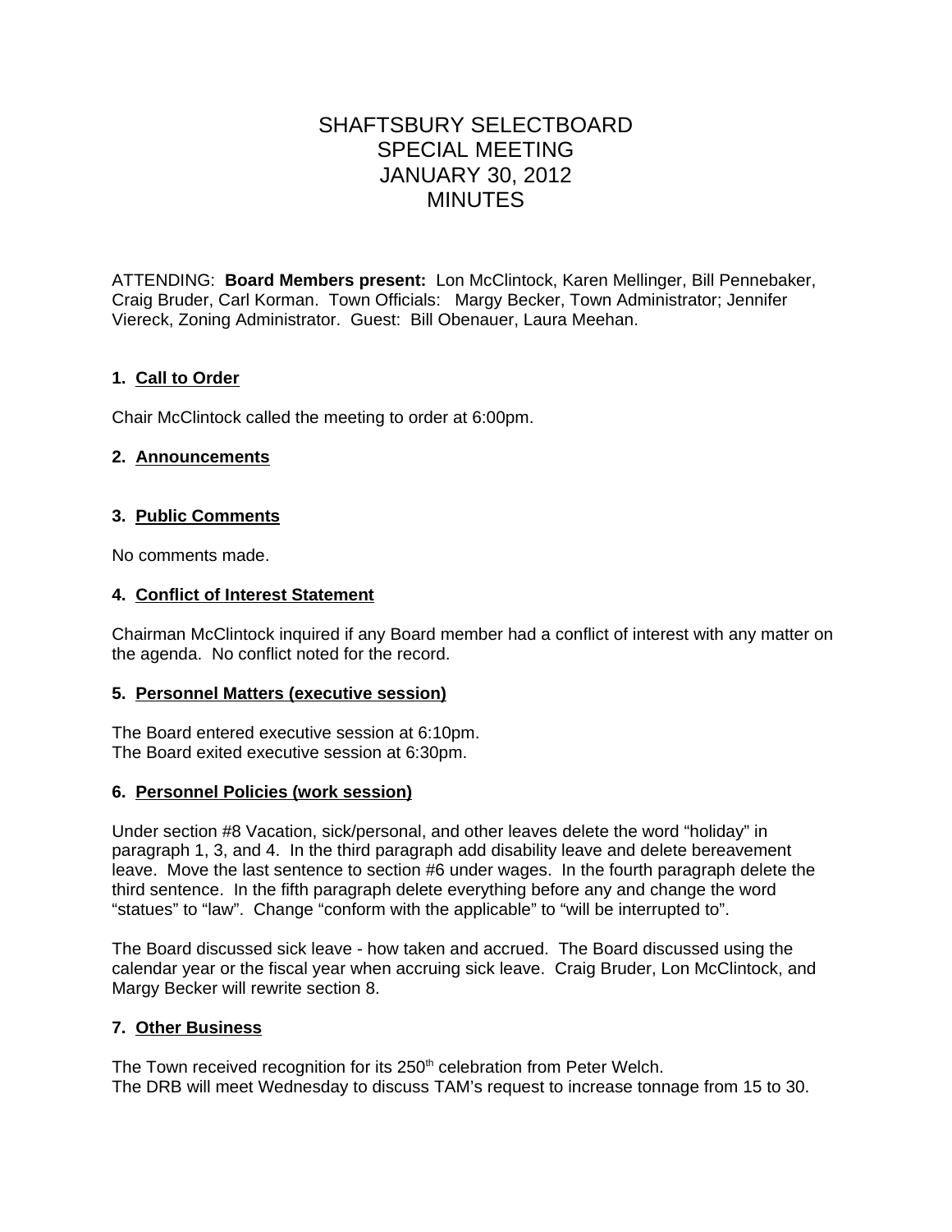# SHAFTSBURY SELECTBOARD
# SPECIAL MEETING
# JANUARY 30, 2012
# MINUTES

ATTENDING: **Board Members present:** Lon McClintock, Karen Mellinger, Bill Pennebaker, Craig Bruder, Carl Korman. Town Officials: Margy Becker, Town Administrator; Jennifer Viereck, Zoning Administrator. Guest: Bill Obenauer, Laura Meehan.

**1. Call to Order**

Chair McClintock called the meeting to order at 6:00pm.

**2. Announcements**

**3. Public Comments**

No comments made.

**4. Conflict of Interest Statement**

Chairman McClintock inquired if any Board member had a conflict of interest with any matter on the agenda. No conflict noted for the record.

**5. Personnel Matters (executive session)**

The Board entered executive session at 6:10pm.
The Board exited executive session at 6:30pm.

**6. Personnel Policies (work session)**

Under section #8 Vacation, sick/personal, and other leaves delete the word "holiday" in paragraph 1, 3, and 4. In the third paragraph add disability leave and delete bereavement leave. Move the last sentence to section #6 under wages. In the fourth paragraph delete the third sentence. In the fifth paragraph delete everything before any and change the word "statues" to "law". Change "conform with the applicable" to "will be interrupted to".

The Board discussed sick leave - how taken and accrued. The Board discussed using the calendar year or the fiscal year when accruing sick leave. Craig Bruder, Lon McClintock, and Margy Becker will rewrite section 8.

**7. Other Business**

The Town received recognition for its 250th celebration from Peter Welch.
The DRB will meet Wednesday to discuss TAM's request to increase tonnage from 15 to 30.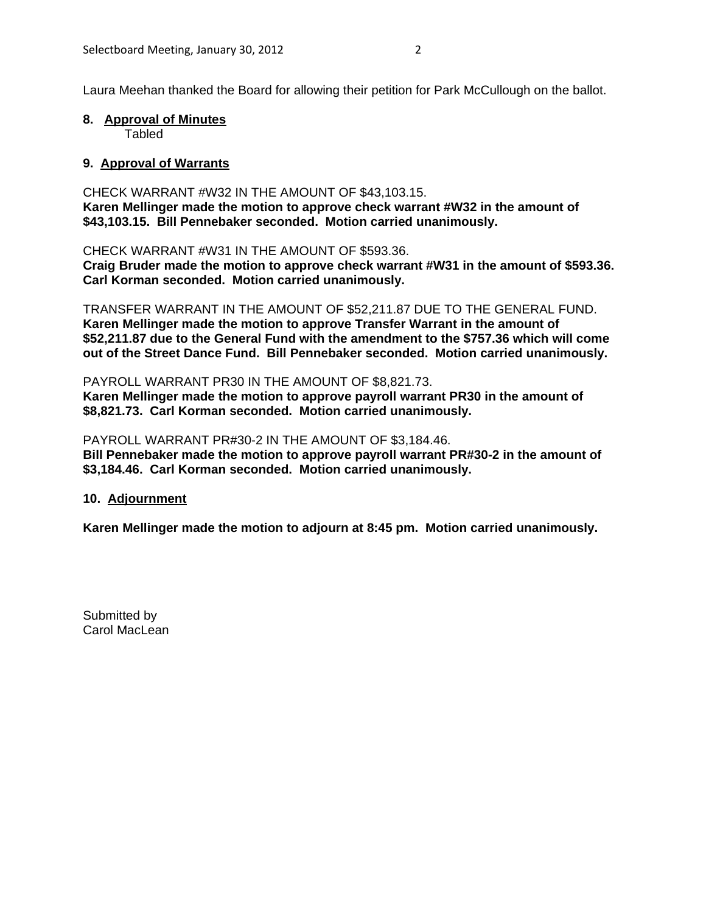Laura Meehan thanked the Board for allowing their petition for Park McCullough on the ballot.

**8. Approval of Minutes**

Tabled

**9. Approval of Warrants**

CHECK WARRANT #W32 IN THE AMOUNT OF $43,103.15.
**Karen Mellinger made the motion to approve check warrant #W32 in the amount of $43,103.15. Bill Pennebaker seconded. Motion carried unanimously.**

CHECK WARRANT #W31 IN THE AMOUNT OF $593.36.
**Craig Bruder made the motion to approve check warrant #W31 in the amount of $593.36. Carl Korman seconded. Motion carried unanimously.**

TRANSFER WARRANT IN THE AMOUNT OF $52,211.87 DUE TO THE GENERAL FUND.
**Karen Mellinger made the motion to approve Transfer Warrant in the amount of $52,211.87 due to the General Fund with the amendment to the $757.36 which will come out of the Street Dance Fund. Bill Pennebaker seconded. Motion carried unanimously.**

PAYROLL WARRANT PR30 IN THE AMOUNT OF $8,821.73.
**Karen Mellinger made the motion to approve payroll warrant PR30 in the amount of $8,821.73. Carl Korman seconded. Motion carried unanimously.**

PAYROLL WARRANT PR#30-2 IN THE AMOUNT OF $3,184.46.
**Bill Pennebaker made the motion to approve payroll warrant PR#30-2 in the amount of $3,184.46. Carl Korman seconded. Motion carried unanimously.**

**10. Adjournment**

**Karen Mellinger made the motion to adjourn at 8:45 pm. Motion carried unanimously.**

Submitted by
Carol MacLean